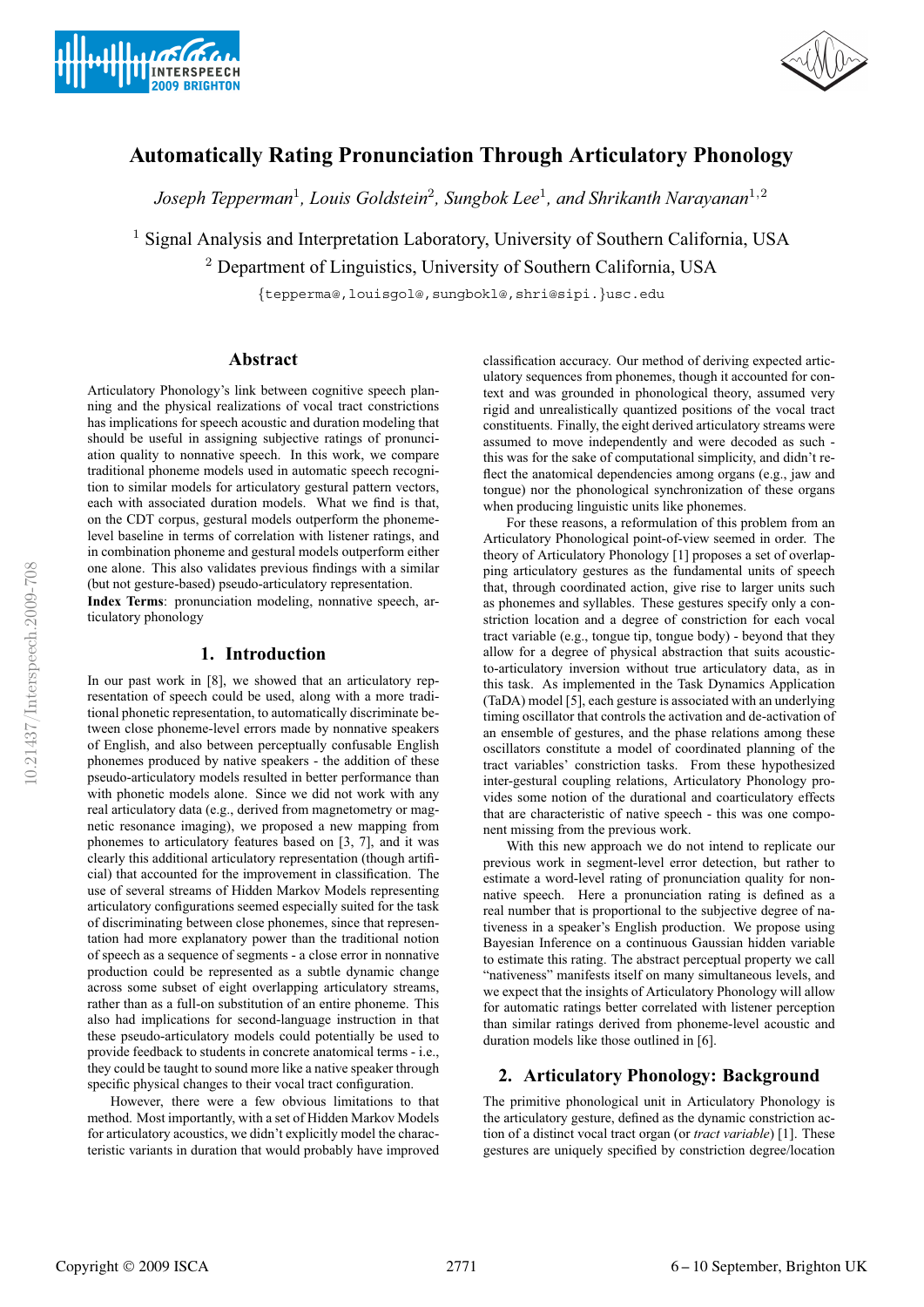# Automatically Rating Pronunciation Through Articulatory Phonology

*Joseph Tepperman*[1], *Louis Goldstein*[2], *Sungbok Lee*[1], *and Shrikanth Narayanan*[1,2]

[1] Signal Analysis and Interpretation Laboratory, University of Southern California, USA

[2] Department of Linguistics, University of Southern California, USA

{tepperma@,louisgol@,sungbokl@,shri@sipi.}usc.edu

## Abstract

Articulatory Phonology's link between cognitive speech planning and the physical realizations of vocal tract constrictions has implications for speech acoustic and duration modeling that should be useful in assigning subjective ratings of pronunciation quality to nonnative speech. In this work, we compare traditional phoneme models used in automatic speech recognition to similar models for articulatory gestural pattern vectors, each with associated duration models. What we find is that, on the CDT corpus, gestural models outperform the phoneme-level baseline in terms of correlation with listener ratings, and in combination phoneme and gestural models outperform either one alone. This also validates previous findings with a similar (but not gesture-based) pseudo-articulatory representation.

**Index Terms**: pronunciation modeling, nonnative speech, articulatory phonology

## 1. Introduction

In our past work in [8], we showed that an articulatory representation of speech could be used, along with a more traditional phonetic representation, to automatically discriminate between close phoneme-level errors made by nonnative speakers of English, and also between perceptually confusable English phonemes produced by native speakers - the addition of these pseudo-articulatory models resulted in better performance than with phonetic models alone. Since we did not work with any real articulatory data (e.g., derived from magnetometry or magnetic resonance imaging), we proposed a new mapping from phonemes to articulatory features based on [3, 7], and it was clearly this additional articulatory representation (though artificial) that accounted for the improvement in classification. The use of several streams of Hidden Markov Models representing articulatory configurations seemed especially suited for the task of discriminating between close phonemes, since that representation had more explanatory power than the traditional notion of speech as a sequence of segments - a close error in nonnative production could be represented as a subtle dynamic change across some subset of eight overlapping articulatory streams, rather than as a full-on substitution of an entire phoneme. This also had implications for second-language instruction in that these pseudo-articulatory models could potentially be used to provide feedback to students in concrete anatomical terms - i.e., they could be taught to sound more like a native speaker through specific physical changes to their vocal tract configuration.

However, there were a few obvious limitations to that method. Most importantly, with a set of Hidden Markov Models for articulatory acoustics, we didn't explicitly model the characteristic variants in duration that would probably have improved classification accuracy. Our method of deriving expected articulatory sequences from phonemes, though it accounted for context and was grounded in phonological theory, assumed very rigid and unrealistically quantized positions of the vocal tract constituents. Finally, the eight derived articulatory streams were assumed to move independently and were decoded as such - this was for the sake of computational simplicity, and didn't reflect the anatomical dependencies among organs (e.g., jaw and tongue) nor the phonological synchronization of these organs when producing linguistic units like phonemes.

For these reasons, a reformulation of this problem from an Articulatory Phonological point-of-view seemed in order. The theory of Articulatory Phonology [1] proposes a set of overlapping articulatory gestures as the fundamental units of speech that, through coordinated action, give rise to larger units such as phonemes and syllables. These gestures specify only a constriction location and a degree of constriction for each vocal tract variable (e.g., tongue tip, tongue body) - beyond that they allow for a degree of physical abstraction that suits acoustic-to-articulatory inversion without true articulatory data, as in this task. As implemented in the Task Dynamics Application (TaDA) model [5], each gesture is associated with an underlying timing oscillator that controls the activation and de-activation of an ensemble of gestures, and the phase relations among these oscillators constitute a model of coordinated planning of the tract variables' constriction tasks. From these hypothesized inter-gestural coupling relations, Articulatory Phonology provides some notion of the durational and coarticulatory effects that are characteristic of native speech - this was one component missing from the previous work.

With this new approach we do not intend to replicate our previous work in segment-level error detection, but rather to estimate a word-level rating of pronunciation quality for nonnative speech. Here a pronunciation rating is defined as a real number that is proportional to the subjective degree of nativeness in a speaker's English production. We propose using Bayesian Inference on a continuous Gaussian hidden variable to estimate this rating. The abstract perceptual property we call "nativeness" manifests itself on many simultaneous levels, and we expect that the insights of Articulatory Phonology will allow for automatic ratings better correlated with listener perception than similar ratings derived from phoneme-level acoustic and duration models like those outlined in [6].

## 2. Articulatory Phonology: Background

The primitive phonological unit in Articulatory Phonology is the articulatory gesture, defined as the dynamic constriction action of a distinct vocal tract organ (or *tract variable*) [1]. These gestures are uniquely specified by constriction degree/location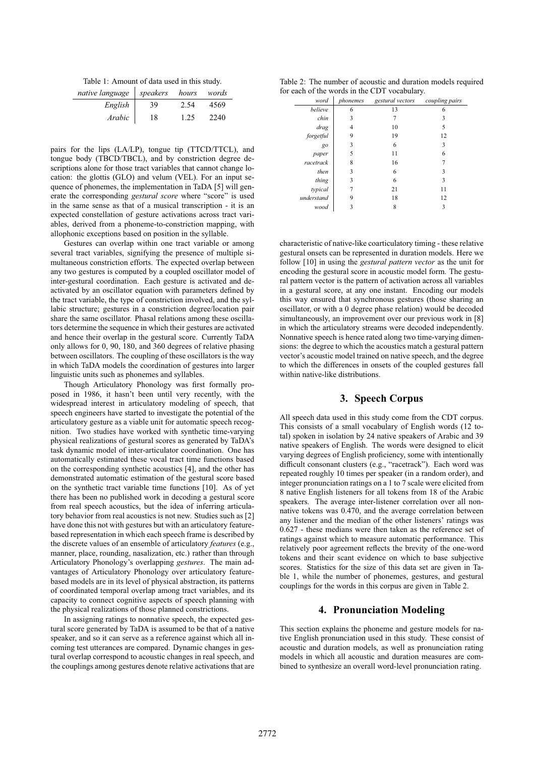Table 1: Amount of data used in this study.

| *native language* | *speakers* | *hours* | *words* |
|---|---|---|---|
| *English* | 39 | 2.54 | 4569 |
| *Arabic* | 18 | 1.25 | 2240 |

pairs for the lips (LA/LP), tongue tip (TTCD/TTCL), and tongue body (TBCD/TBCL), and by constriction degree descriptions alone for those tract variables that cannot change location: the glottis (GLO) and velum (VEL). For an input sequence of phonemes, the implementation in TaDA [5] will generate the corresponding *gestural score* where "score" is used in the same sense as that of a musical transcription - it is an expected constellation of gesture activations across tract variables, derived from a phoneme-to-constriction mapping, with allophonic exceptions based on position in the syllable.

Gestures can overlap within one tract variable or among several tract variables, signifying the presence of multiple simultaneous constriction efforts. The expected overlap between any two gestures is computed by a coupled oscillator model of inter-gestural coordination. Each gesture is activated and deactivated by an oscillator equation with parameters defined by the tract variable, the type of constriction involved, and the syllabic structure; gestures in a constriction degree/location pair share the same oscillator. Phasal relations among these oscillators determine the sequence in which their gestures are activated and hence their overlap in the gestural score. Currently TaDA only allows for 0, 90, 180, and 360 degrees of relative phasing between oscillators. The coupling of these oscillators is the way in which TaDA models the coordination of gestures into larger linguistic units such as phonemes and syllables.

Though Articulatory Phonology was first formally proposed in 1986, it hasn't been until very recently, with the widespread interest in articulatory modeling of speech, that speech engineers have started to investigate the potential of the articulatory gesture as a viable unit for automatic speech recognition. Two studies have worked with synthetic time-varying physical realizations of gestural scores as generated by TaDA's task dynamic model of inter-articulator coordination. One has automatically estimated these vocal tract time functions based on the corresponding synthetic acoustics [4], and the other has demonstrated automatic estimation of the gestural score based on the synthetic tract variable time functions [10]. As of yet there has been no published work in decoding a gestural score from real speech acoustics, but the idea of inferring articulatory behavior from real acoustics is not new. Studies such as [2] have done this not with gestures but with an articulatory feature-based representation in which each speech frame is described by the discrete values of an ensemble of articulatory *features* (e.g., manner, place, rounding, nasalization, etc.) rather than through Articulatory Phonology's overlapping *gestures*. The main advantages of Articulatory Phonology over articulatory feature-based models are in its level of physical abstraction, its patterns of coordinated temporal overlap among tract variables, and its capacity to connect cognitive aspects of speech planning with the physical realizations of those planned constrictions.

In assigning ratings to nonnative speech, the expected gestural score generated by TaDA is assumed to be that of a native speaker, and so it can serve as a reference against which all incoming test utterances are compared. Dynamic changes in gestural overlap correspond to acoustic changes in real speech, and the couplings among gestures denote relative activations that are characteristic of native-like coarticulatory timing - these relative gestural onsets can be represented in duration models. Here we follow [10] in using the *gestural pattern vector* as the unit for encoding the gestural score in acoustic model form. The gestural pattern vector is the pattern of activation across all variables in a gestural score, at any one instant. Encoding our models this way ensured that synchronous gestures (those sharing an oscillator, or with a 0 degree phase relation) would be decoded simultaneously, an improvement over our previous work in [8] in which the articulatory streams were decoded independently. Nonnative speech is hence rated along two time-varying dimensions: the degree to which the acoustics match a gestural pattern vector's acoustic model trained on native speech, and the degree to which the differences in onsets of the coupled gestures fall within native-like distributions.

Table 2: The number of acoustic and duration models required for each of the words in the CDT vocabulary.

| *word* | *phonemes* | *gestural vectors* | *coupling pairs* |
|---|---|---|---|
| *believe* | 6 | 13 | 6 |
| *chin* | 3 | 7 | 3 |
| *drag* | 4 | 10 | 5 |
| *forgetful* | 9 | 19 | 12 |
| *go* | 3 | 6 | 3 |
| *paper* | 5 | 11 | 6 |
| *racetrack* | 8 | 16 | 7 |
| *then* | 3 | 6 | 3 |
| *thing* | 3 | 6 | 3 |
| *typical* | 7 | 21 | 11 |
| *understand* | 9 | 18 | 12 |
| *wood* | 3 | 8 | 3 |

## 3. Speech Corpus

All speech data used in this study come from the CDT corpus. This consists of a small vocabulary of English words (12 total) spoken in isolation by 24 native speakers of Arabic and 39 native speakers of English. The words were designed to elicit varying degrees of English proficiency, some with intentionally difficult consonant clusters (e.g., "racetrack"). Each word was repeated roughly 10 times per speaker (in a random order), and integer pronunciation ratings on a 1 to 7 scale were elicited from 8 native English listeners for all tokens from 18 of the Arabic speakers. The average inter-listener correlation over all nonnative tokens was 0.470, and the average correlation between any listener and the median of the other listeners' ratings was 0.627 - these medians were then taken as the reference set of ratings against which to measure automatic performance. This relatively poor agreement reflects the brevity of the one-word tokens and their scant evidence on which to base subjective scores. Statistics for the size of this data set are given in Table 1, while the number of phonemes, gestures, and gestural couplings for the words in this corpus are given in Table 2.

## 4. Pronunciation Modeling

This section explains the phoneme and gesture models for native English pronunciation used in this study. These consist of acoustic and duration models, as well as pronunciation rating models in which all acoustic and duration measures are combined to synthesize an overall word-level pronunciation rating.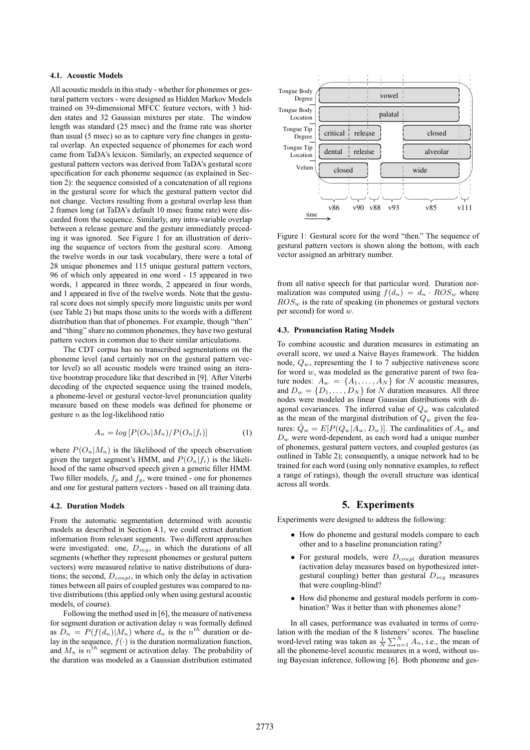### 4.1. Acoustic Models

All acoustic models in this study - whether for phonemes or gestural pattern vectors - were designed as Hidden Markov Models trained on 39-dimensional MFCC feature vectors, with 3 hidden states and 32 Gaussian mixtures per state. The window length was standard (25 msec) and the frame rate was shorter than usual (5 msec) so as to capture very fine changes in gestural overlap. An expected sequence of phonemes for each word came from TaDA's lexicon. Similarly, an expected sequence of gestural pattern vectors was derived from TaDA's gestural score specification for each phoneme sequence (as explained in Section 2): the sequence consisted of a concatenation of all regions in the gestural score for which the gestural pattern vector did not change. Vectors resulting from a gestural overlap less than 2 frames long (at TaDA's default 10 msec frame rate) were discarded from the sequence. Similarly, any intra-variable overlap between a release gesture and the gesture immediately preceding it was ignored. See Figure 1 for an illustration of deriving the sequence of vectors from the gestural score. Among the twelve words in our task vocabulary, there were a total of 28 unique phonemes and 115 unique gestural pattern vectors, 96 of which only appeared in one word - 15 appeared in two words, 1 appeared in three words, 2 appeared in four words, and 1 appeared in five of the twelve words. Note that the gestural score does not simply specify more linguistic units per word (see Table 2) but maps those units to the words with a different distribution than that of phonemes. For example, though "then" and "thing" share no common phonemes, they have two gestural pattern vectors in common due to their similar articulations.

The CDT corpus has no transcribed segmentations on the phoneme level (and certainly not on the gestural pattern vector level) so all acoustic models were trained using an iterative bootstrap procedure like that described in [9]. After Viterbi decoding of the expected sequence using the trained models, a phoneme-level or gestural vector-level pronunciation quality measure based on these models was defined for phoneme or gesture $n$ as the log-likelihood ratio

$$A_n = log\left[P(O_n|M_n)/P(O_n|f_i)\right] \quad (1)$$

where $P(O_n|M_n)$ is the likelihood of the speech observation given the target segment's HMM, and $P(O_n|f_i)$ is the likelihood of the same observed speech given a generic filler HMM. Two filler models, $f_p$ and $f_g$, were trained - one for phonemes and one for gestural pattern vectors - based on all training data.

### 4.2. Duration Models

From the automatic segmentation determined with acoustic models as described in Section 4.1, we could extract duration information from relevant segments. Two different approaches were investigated: one, $D_{seg}$, in which the durations of all segments (whether they represent phonemes or gestural pattern vectors) were measured relative to native distributions of durations; the second, $D_{coupl}$, in which only the delay in activation times between all pairs of coupled gestures was compared to native distributions (this applied only when using gestural acoustic models, of course).

Following the method used in [6], the measure of nativeness for segment duration or activation delay $n$ was formally defined as $D_n = P(f(d_n)|M_n)$ where $d_n$ is the $n^{th}$ duration or delay in the sequence, $f(\cdot)$ is the duration normalization function, and $M_n$ is $n^{th}$ segment or activation delay. The probability of the duration was modeled as a Gaussian distribution estimated from all native speech for that particular word. Duration normalization was computed using $f(d_n) = d_n \cdot ROS_w$ where $ROS_w$ is the rate of speaking (in phonemes or gestural vectors per second) for word $w$.

Figure 1: Gestural score for the word "then." The sequence of gestural pattern vectors is shown along the bottom, with each vector assigned an arbitrary number.

### 4.3. Pronunciation Rating Models

To combine acoustic and duration measures in estimating an overall score, we used a Naive Bayes framework. The hidden node, $Q_w$, representing the 1 to 7 subjective nativeness score for word $w$, was modeled as the generative parent of two feature nodes: $A_w = \{A_1, \ldots, A_N\}$ for $N$ acoustic measures, and $D_w = \{D_1, \ldots, D_N\}$ for $N$ duration measures. All three nodes were modeled as linear Gaussian distributions with diagonal covariances. The inferred value of $Q_w$ was calculated as the mean of the marginal distribution of $Q_w$ given the features: $\hat{Q}_w = E[P(Q_w|A_w, D_w)]$. The cardinalities of $A_w$ and $D_w$ were word-dependent, as each word had a unique number of phonemes, gestural pattern vectors, and coupled gestures (as outlined in Table 2); consequently, a unique network had to be trained for each word (using only nonnative examples, to reflect a range of ratings), though the overall structure was identical across all words.

## 5. Experiments

Experiments were designed to address the following:

- How do phoneme and gestural models compare to each other and to a baseline pronunciation rating?
- For gestural models, were $D_{coupl}$ duration measures (activation delay measures based on hypothesized intergestural coupling) better than gestural $D_{seg}$ measures that were coupling-blind?
- How did phoneme and gestural models perform in combination? Was it better than with phonemes alone?

In all cases, performance was evaluated in terms of correlation with the median of the 8 listeners' scores. The baseline word-level rating was taken as $\frac{1}{N}\sum_{n=1}^{N} A_n$, i.e., the mean of all the phoneme-level acoustic measures in a word, without using Bayesian inference, following [6]. Both phoneme and ges-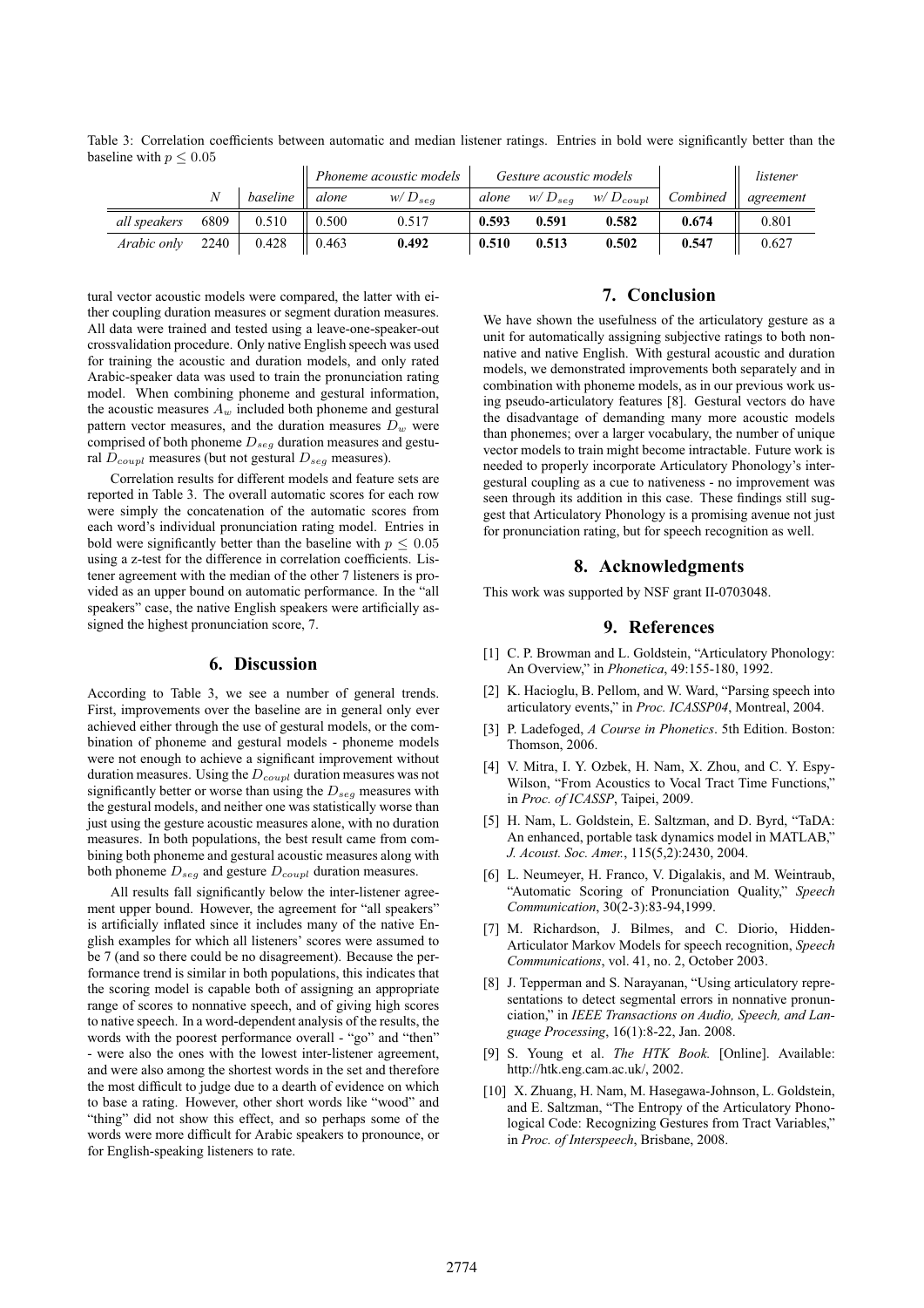Table 3: Correlation coefficients between automatic and median listener ratings. Entries in bold were significantly better than the baseline with $p \leq 0.05$

| | | | *Phoneme acoustic models* | | *Gesture acoustic models* | | | | *listener* |
|---|---|---|---|---|---|---|---|---|---|
| | $N$ | *baseline* | *alone* | *w/* $D_{seg}$ | *alone* | *w/* $D_{seg}$ | *w/* $D_{coupl}$ | *Combined* | *agreement* |
| *all speakers* | 6809 | 0.510 | 0.500 | 0.517 | **0.593** | **0.591** | **0.582** | **0.674** | 0.801 |
| *Arabic only* | 2240 | 0.428 | 0.463 | **0.492** | **0.510** | **0.513** | **0.502** | **0.547** | 0.627 |

tural vector acoustic models were compared, the latter with either coupling duration measures or segment duration measures. All data were trained and tested using a leave-one-speaker-out crossvalidation procedure. Only native English speech was used for training the acoustic and duration models, and only rated Arabic-speaker data was used to train the pronunciation rating model. When combining phoneme and gestural information, the acoustic measures $A_w$ included both phoneme and gestural pattern vector measures, and the duration measures $D_w$ were comprised of both phoneme $D_{seg}$ duration measures and gestural $D_{coupl}$ measures (but not gestural $D_{seg}$ measures).

Correlation results for different models and feature sets are reported in Table 3. The overall automatic scores for each row were simply the concatenation of the automatic scores from each word's individual pronunciation rating model. Entries in bold were significantly better than the baseline with $p \leq 0.05$ using a z-test for the difference in correlation coefficients. Listener agreement with the median of the other 7 listeners is provided as an upper bound on automatic performance. In the "all speakers" case, the native English speakers were artificially assigned the highest pronunciation score, 7.

## 6. Discussion

According to Table 3, we see a number of general trends. First, improvements over the baseline are in general only ever achieved either through the use of gestural models, or the combination of phoneme and gestural models - phoneme models were not enough to achieve a significant improvement without duration measures. Using the $D_{coupl}$ duration measures was not significantly better or worse than using the $D_{seg}$ measures with the gestural models, and neither one was statistically worse than just using the gesture acoustic measures alone, with no duration measures. In both populations, the best result came from combining both phoneme and gestural acoustic measures along with both phoneme $D_{seg}$ and gesture $D_{coupl}$ duration measures.

All results fall significantly below the inter-listener agreement upper bound. However, the agreement for "all speakers" is artificially inflated since it includes many of the native English examples for which all listeners' scores were assumed to be 7 (and so there could be no disagreement). Because the performance trend is similar in both populations, this indicates that the scoring model is capable both of assigning an appropriate range of scores to nonnative speech, and of giving high scores to native speech. In a word-dependent analysis of the results, the words with the poorest performance overall - "go" and "then" - were also the ones with the lowest inter-listener agreement, and were also among the shortest words in the set and therefore the most difficult to judge due to a dearth of evidence on which to base a rating. However, other short words like "wood" and "thing" did not show this effect, and so perhaps some of the words were more difficult for Arabic speakers to pronounce, or for English-speaking listeners to rate.

## 7. Conclusion

We have shown the usefulness of the articulatory gesture as a unit for automatically assigning subjective ratings to both nonnative and native English. With gestural acoustic and duration models, we demonstrated improvements both separately and in combination with phoneme models, as in our previous work using pseudo-articulatory features [8]. Gestural vectors do have the disadvantage of demanding many more acoustic models than phonemes; over a larger vocabulary, the number of unique vector models to train might become intractable. Future work is needed to properly incorporate Articulatory Phonology's intergestural coupling as a cue to nativeness - no improvement was seen through its addition in this case. These findings still suggest that Articulatory Phonology is a promising avenue not just for pronunciation rating, but for speech recognition as well.

## 8. Acknowledgments

This work was supported by NSF grant II-0703048.

## 9. References

[1] C. P. Browman and L. Goldstein, "Articulatory Phonology: An Overview," in *Phonetica*, 49:155-180, 1992.

[2] K. Hacioglu, B. Pellom, and W. Ward, "Parsing speech into articulatory events," in *Proc. ICASSP04*, Montreal, 2004.

[3] P. Ladefoged, *A Course in Phonetics*. 5th Edition. Boston: Thomson, 2006.

[4] V. Mitra, I. Y. Ozbek, H. Nam, X. Zhou, and C. Y. Espy-Wilson, "From Acoustics to Vocal Tract Time Functions," in *Proc. of ICASSP*, Taipei, 2009.

[5] H. Nam, L. Goldstein, E. Saltzman, and D. Byrd, "TaDA: An enhanced, portable task dynamics model in MATLAB," *J. Acoust. Soc. Amer.*, 115(5,2):2430, 2004.

[6] L. Neumeyer, H. Franco, V. Digalakis, and M. Weintraub, "Automatic Scoring of Pronunciation Quality," *Speech Communication*, 30(2-3):83-94,1999.

[7] M. Richardson, J. Bilmes, and C. Diorio, Hidden-Articulator Markov Models for speech recognition, *Speech Communications*, vol. 41, no. 2, October 2003.

[8] J. Tepperman and S. Narayanan, "Using articulatory representations to detect segmental errors in nonnative pronunciation," in *IEEE Transactions on Audio, Speech, and Language Processing*, 16(1):8-22, Jan. 2008.

[9] S. Young et al. *The HTK Book.* [Online]. Available: http://htk.eng.cam.ac.uk/, 2002.

[10] X. Zhuang, H. Nam, M. Hasegawa-Johnson, L. Goldstein, and E. Saltzman, "The Entropy of the Articulatory Phonological Code: Recognizing Gestures from Tract Variables," in *Proc. of Interspeech*, Brisbane, 2008.